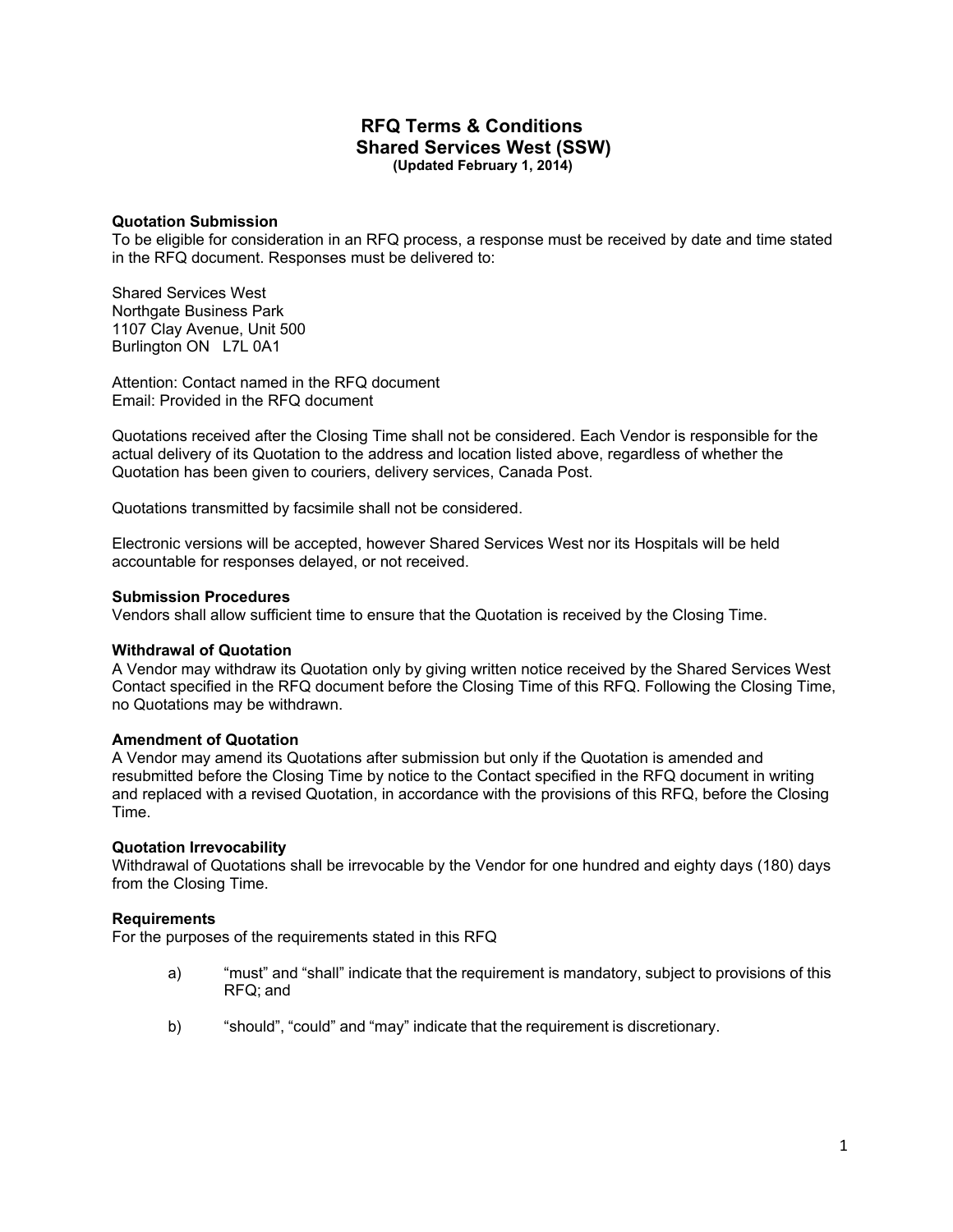# RFQ Terms & Conditions
## Shared Services West (SSW)
**(Updated February 1, 2014)**

**Quotation Submission**
To be eligible for consideration in an RFQ process, a response must be received by date and time stated in the RFQ document. Responses must be delivered to:

Shared Services West
Northgate Business Park
1107 Clay Avenue, Unit 500
Burlington ON L7L 0A1

Attention: Contact named in the RFQ document
Email: Provided in the RFQ document

Quotations received after the Closing Time shall not be considered. Each Vendor is responsible for the actual delivery of its Quotation to the address and location listed above, regardless of whether the Quotation has been given to couriers, delivery services, Canada Post.

Quotations transmitted by facsimile shall not be considered.

Electronic versions will be accepted, however Shared Services West nor its Hospitals will be held accountable for responses delayed, or not received.

**Submission Procedures**
Vendors shall allow sufficient time to ensure that the Quotation is received by the Closing Time.

**Withdrawal of Quotation**
A Vendor may withdraw its Quotation only by giving written notice received by the Shared Services West Contact specified in the RFQ document before the Closing Time of this RFQ. Following the Closing Time, no Quotations may be withdrawn.

**Amendment of Quotation**
A Vendor may amend its Quotations after submission but only if the Quotation is amended and resubmitted before the Closing Time by notice to the Contact specified in the RFQ document in writing and replaced with a revised Quotation, in accordance with the provisions of this RFQ, before the Closing Time.

**Quotation Irrevocability**
Withdrawal of Quotations shall be irrevocable by the Vendor for one hundred and eighty days (180) days from the Closing Time.

**Requirements**
For the purposes of the requirements stated in this RFQ

a) "must" and "shall" indicate that the requirement is mandatory, subject to provisions of this RFQ; and

b) "should", "could" and "may" indicate that the requirement is discretionary.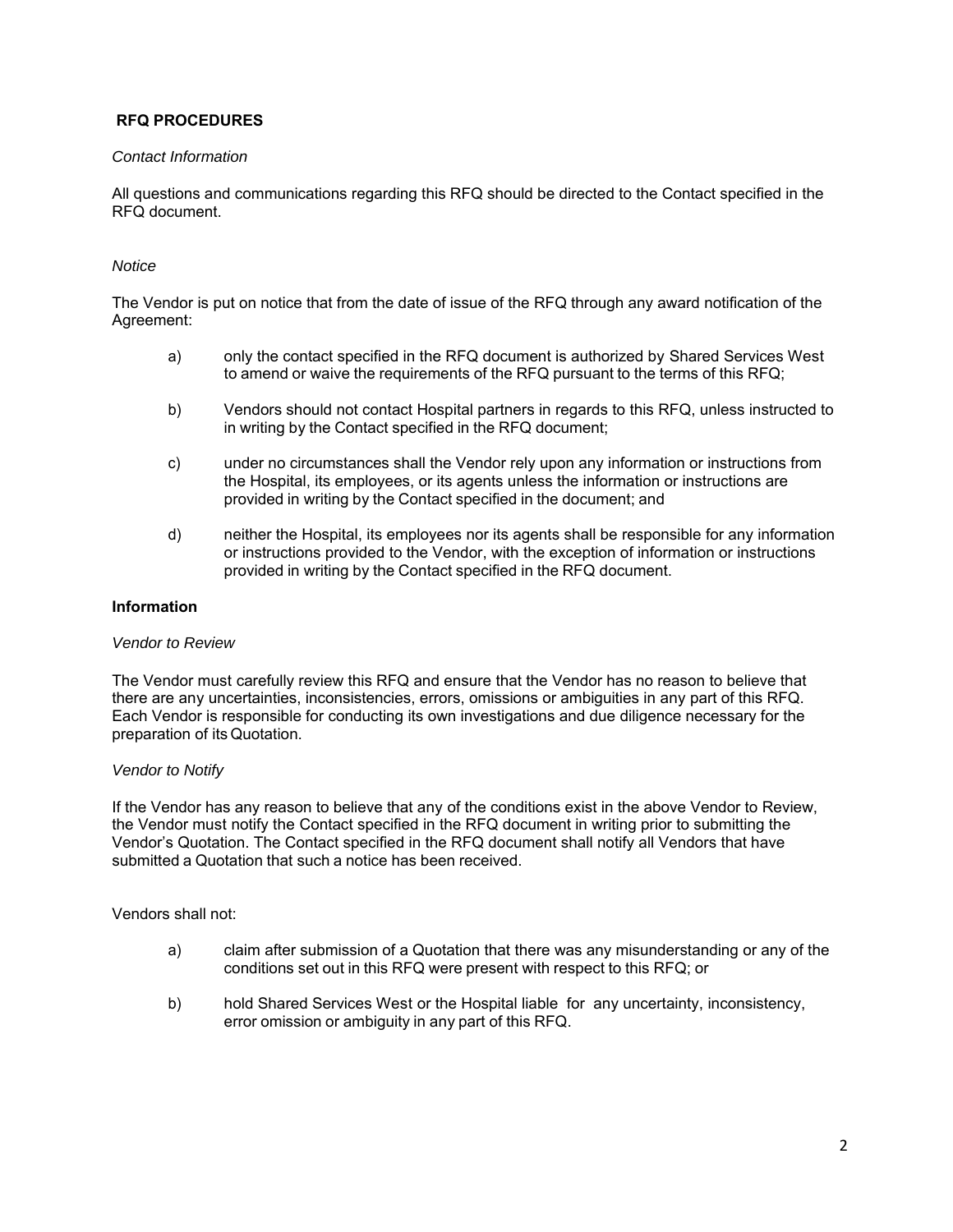## RFQ PROCEDURES

*Contact Information*

All questions and communications regarding this RFQ should be directed to the Contact specified in the RFQ document.

*Notice*

The Vendor is put on notice that from the date of issue of the RFQ through any award notification of the Agreement:

a) only the contact specified in the RFQ document is authorized by Shared Services West to amend or waive the requirements of the RFQ pursuant to the terms of this RFQ;

b) Vendors should not contact Hospital partners in regards to this RFQ, unless instructed to in writing by the Contact specified in the RFQ document;

c) under no circumstances shall the Vendor rely upon any information or instructions from the Hospital, its employees, or its agents unless the information or instructions are provided in writing by the Contact specified in the document; and

d) neither the Hospital, its employees nor its agents shall be responsible for any information or instructions provided to the Vendor, with the exception of information or instructions provided in writing by the Contact specified in the RFQ document.

### Information

*Vendor to Review*

The Vendor must carefully review this RFQ and ensure that the Vendor has no reason to believe that there are any uncertainties, inconsistencies, errors, omissions or ambiguities in any part of this RFQ. Each Vendor is responsible for conducting its own investigations and due diligence necessary for the preparation of its Quotation.

*Vendor to Notify*

If the Vendor has any reason to believe that any of the conditions exist in the above Vendor to Review, the Vendor must notify the Contact specified in the RFQ document in writing prior to submitting the Vendor's Quotation. The Contact specified in the RFQ document shall notify all Vendors that have submitted a Quotation that such a notice has been received.

Vendors shall not:

a) claim after submission of a Quotation that there was any misunderstanding or any of the conditions set out in this RFQ were present with respect to this RFQ; or

b) hold Shared Services West or the Hospital liable for any uncertainty, inconsistency, error omission or ambiguity in any part of this RFQ.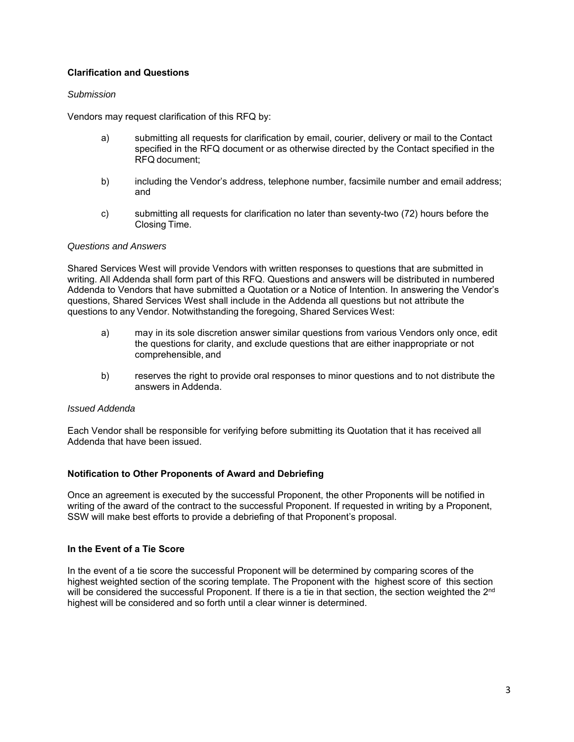**Clarification and Questions**

*Submission*

Vendors may request clarification of this RFQ by:

a) submitting all requests for clarification by email, courier, delivery or mail to the Contact specified in the RFQ document or as otherwise directed by the Contact specified in the RFQ document;

b) including the Vendor's address, telephone number, facsimile number and email address; and

c) submitting all requests for clarification no later than seventy-two (72) hours before the Closing Time.

*Questions and Answers*

Shared Services West will provide Vendors with written responses to questions that are submitted in writing. All Addenda shall form part of this RFQ. Questions and answers will be distributed in numbered Addenda to Vendors that have submitted a Quotation or a Notice of Intention. In answering the Vendor's questions, Shared Services West shall include in the Addenda all questions but not attribute the questions to any Vendor. Notwithstanding the foregoing, Shared Services West:

a) may in its sole discretion answer similar questions from various Vendors only once, edit the questions for clarity, and exclude questions that are either inappropriate or not comprehensible, and

b) reserves the right to provide oral responses to minor questions and to not distribute the answers in Addenda.

*Issued Addenda*

Each Vendor shall be responsible for verifying before submitting its Quotation that it has received all Addenda that have been issued.

**Notification to Other Proponents of Award and Debriefing**

Once an agreement is executed by the successful Proponent, the other Proponents will be notified in writing of the award of the contract to the successful Proponent. If requested in writing by a Proponent, SSW will make best efforts to provide a debriefing of that Proponent's proposal.

**In the Event of a Tie Score**

In the event of a tie score the successful Proponent will be determined by comparing scores of the highest weighted section of the scoring template. The Proponent with the highest score of this section will be considered the successful Proponent. If there is a tie in that section, the section weighted the 2nd highest will be considered and so forth until a clear winner is determined.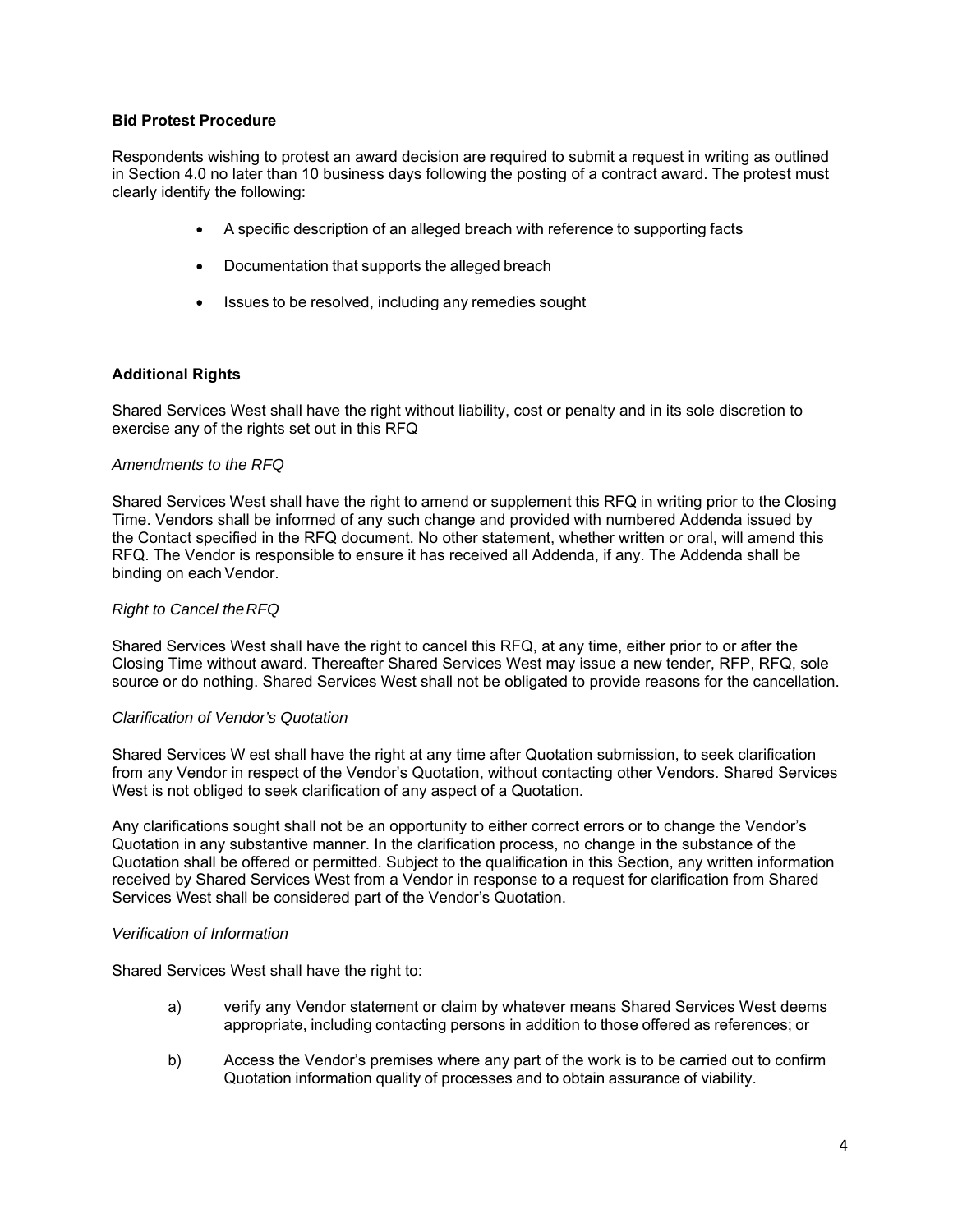**Bid Protest Procedure**

Respondents wishing to protest an award decision are required to submit a request in writing as outlined in Section 4.0 no later than 10 business days following the posting of a contract award. The protest must clearly identify the following:

- A specific description of an alleged breach with reference to supporting facts
- Documentation that supports the alleged breach
- Issues to be resolved, including any remedies sought

**Additional Rights**

Shared Services West shall have the right without liability, cost or penalty and in its sole discretion to exercise any of the rights set out in this RFQ

*Amendments to the RFQ*

Shared Services West shall have the right to amend or supplement this RFQ in writing prior to the Closing Time. Vendors shall be informed of any such change and provided with numbered Addenda issued by the Contact specified in the RFQ document. No other statement, whether written or oral, will amend this RFQ. The Vendor is responsible to ensure it has received all Addenda, if any. The Addenda shall be binding on each Vendor.

*Right to Cancel the RFQ*

Shared Services West shall have the right to cancel this RFQ, at any time, either prior to or after the Closing Time without award. Thereafter Shared Services West may issue a new tender, RFP, RFQ, sole source or do nothing. Shared Services West shall not be obligated to provide reasons for the cancellation.

*Clarification of Vendor's Quotation*

Shared Services W est shall have the right at any time after Quotation submission, to seek clarification from any Vendor in respect of the Vendor's Quotation, without contacting other Vendors. Shared Services West is not obliged to seek clarification of any aspect of a Quotation.

Any clarifications sought shall not be an opportunity to either correct errors or to change the Vendor's Quotation in any substantive manner. In the clarification process, no change in the substance of the Quotation shall be offered or permitted. Subject to the qualification in this Section, any written information received by Shared Services West from a Vendor in response to a request for clarification from Shared Services West shall be considered part of the Vendor's Quotation.

*Verification of Information*

Shared Services West shall have the right to:

a) verify any Vendor statement or claim by whatever means Shared Services West deems appropriate, including contacting persons in addition to those offered as references; or

b) Access the Vendor's premises where any part of the work is to be carried out to confirm Quotation information quality of processes and to obtain assurance of viability.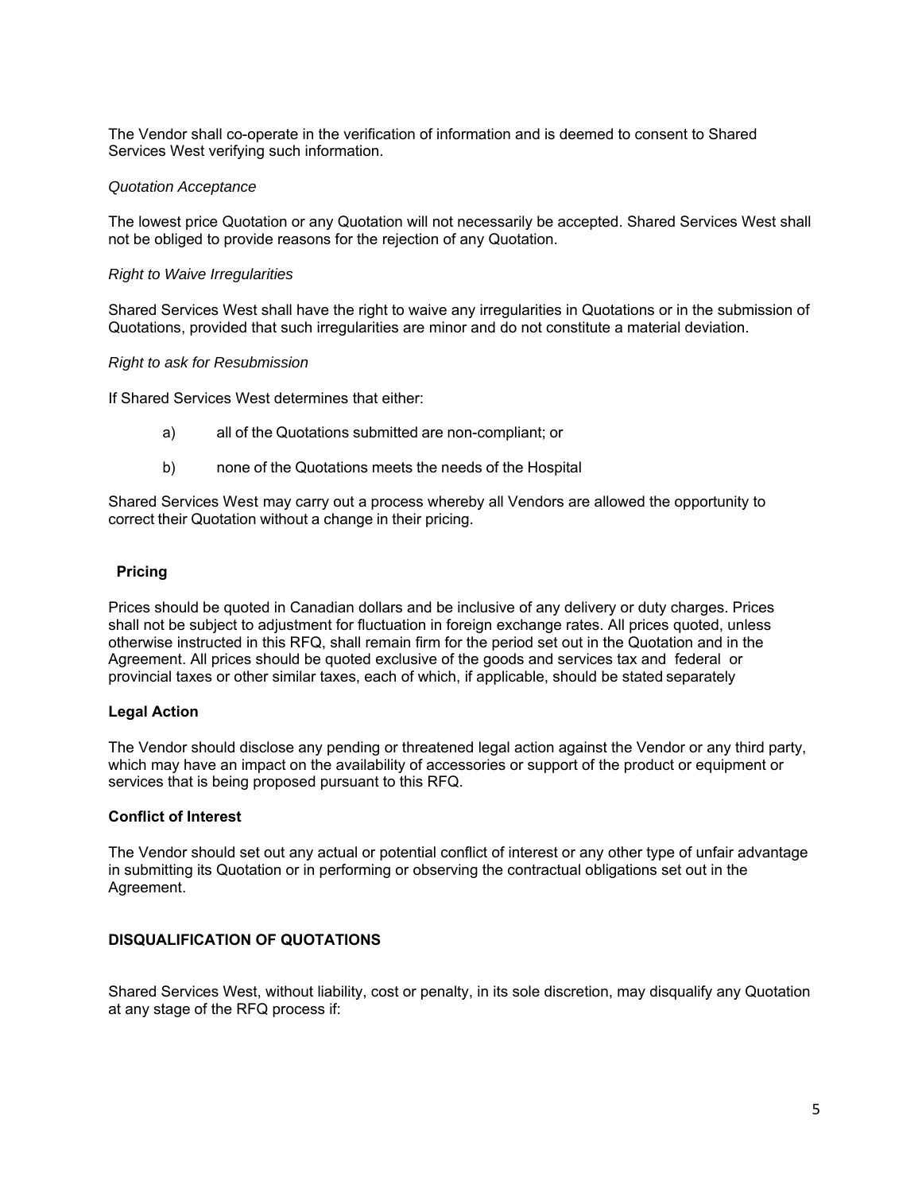The Vendor shall co-operate in the verification of information and is deemed to consent to Shared Services West verifying such information.

*Quotation Acceptance*

The lowest price Quotation or any Quotation will not necessarily be accepted. Shared Services West shall not be obliged to provide reasons for the rejection of any Quotation.

*Right to Waive Irregularities*

Shared Services West shall have the right to waive any irregularities in Quotations or in the submission of Quotations, provided that such irregularities are minor and do not constitute a material deviation.

*Right to ask for Resubmission*

If Shared Services West determines that either:

a) all of the Quotations submitted are non-compliant; or

b) none of the Quotations meets the needs of the Hospital

Shared Services West may carry out a process whereby all Vendors are allowed the opportunity to correct their Quotation without a change in their pricing.

**Pricing**

Prices should be quoted in Canadian dollars and be inclusive of any delivery or duty charges. Prices shall not be subject to adjustment for fluctuation in foreign exchange rates. All prices quoted, unless otherwise instructed in this RFQ, shall remain firm for the period set out in the Quotation and in the Agreement. All prices should be quoted exclusive of the goods and services tax and federal or provincial taxes or other similar taxes, each of which, if applicable, should be stated separately

**Legal Action**

The Vendor should disclose any pending or threatened legal action against the Vendor or any third party, which may have an impact on the availability of accessories or support of the product or equipment or services that is being proposed pursuant to this RFQ.

**Conflict of Interest**

The Vendor should set out any actual or potential conflict of interest or any other type of unfair advantage in submitting its Quotation or in performing or observing the contractual obligations set out in the Agreement.

**DISQUALIFICATION OF QUOTATIONS**

Shared Services West, without liability, cost or penalty, in its sole discretion, may disqualify any Quotation at any stage of the RFQ process if: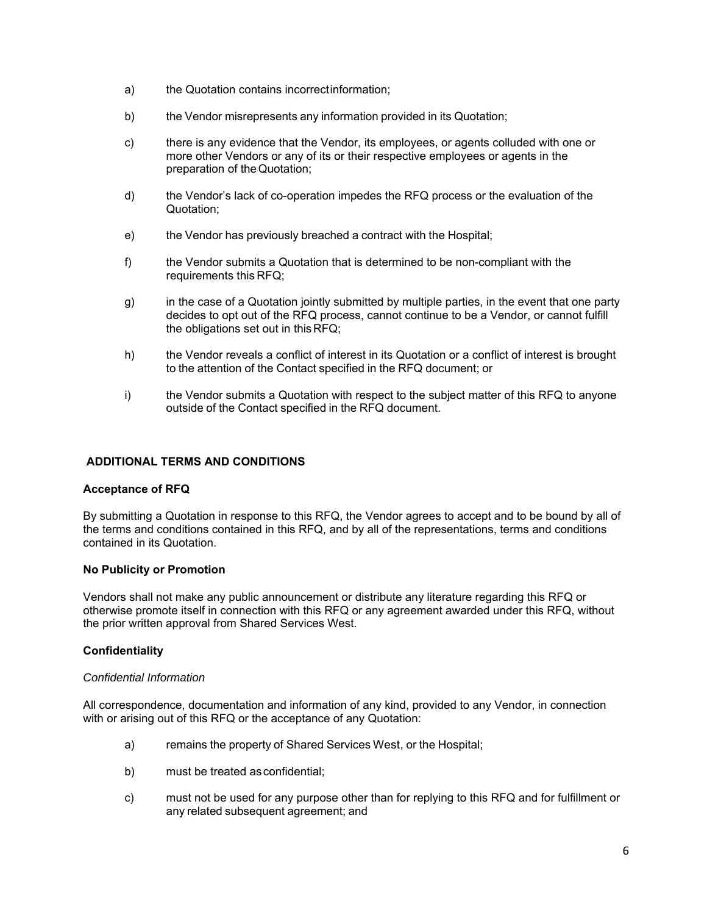a) the Quotation contains incorrect information;

b) the Vendor misrepresents any information provided in its Quotation;

c) there is any evidence that the Vendor, its employees, or agents colluded with one or more other Vendors or any of its or their respective employees or agents in the preparation of the Quotation;

d) the Vendor's lack of co-operation impedes the RFQ process or the evaluation of the Quotation;

e) the Vendor has previously breached a contract with the Hospital;

f) the Vendor submits a Quotation that is determined to be non-compliant with the requirements this RFQ;

g) in the case of a Quotation jointly submitted by multiple parties, in the event that one party decides to opt out of the RFQ process, cannot continue to be a Vendor, or cannot fulfill the obligations set out in this RFQ;

h) the Vendor reveals a conflict of interest in its Quotation or a conflict of interest is brought to the attention of the Contact specified in the RFQ document; or

i) the Vendor submits a Quotation with respect to the subject matter of this RFQ to anyone outside of the Contact specified in the RFQ document.

## ADDITIONAL TERMS AND CONDITIONS

### Acceptance of RFQ

By submitting a Quotation in response to this RFQ, the Vendor agrees to accept and to be bound by all of the terms and conditions contained in this RFQ, and by all of the representations, terms and conditions contained in its Quotation.

### No Publicity or Promotion

Vendors shall not make any public announcement or distribute any literature regarding this RFQ or otherwise promote itself in connection with this RFQ or any agreement awarded under this RFQ, without the prior written approval from Shared Services West.

### Confidentiality

*Confidential Information*

All correspondence, documentation and information of any kind, provided to any Vendor, in connection with or arising out of this RFQ or the acceptance of any Quotation:

a) remains the property of Shared Services West, or the Hospital;

b) must be treated as confidential;

c) must not be used for any purpose other than for replying to this RFQ and for fulfillment or any related subsequent agreement; and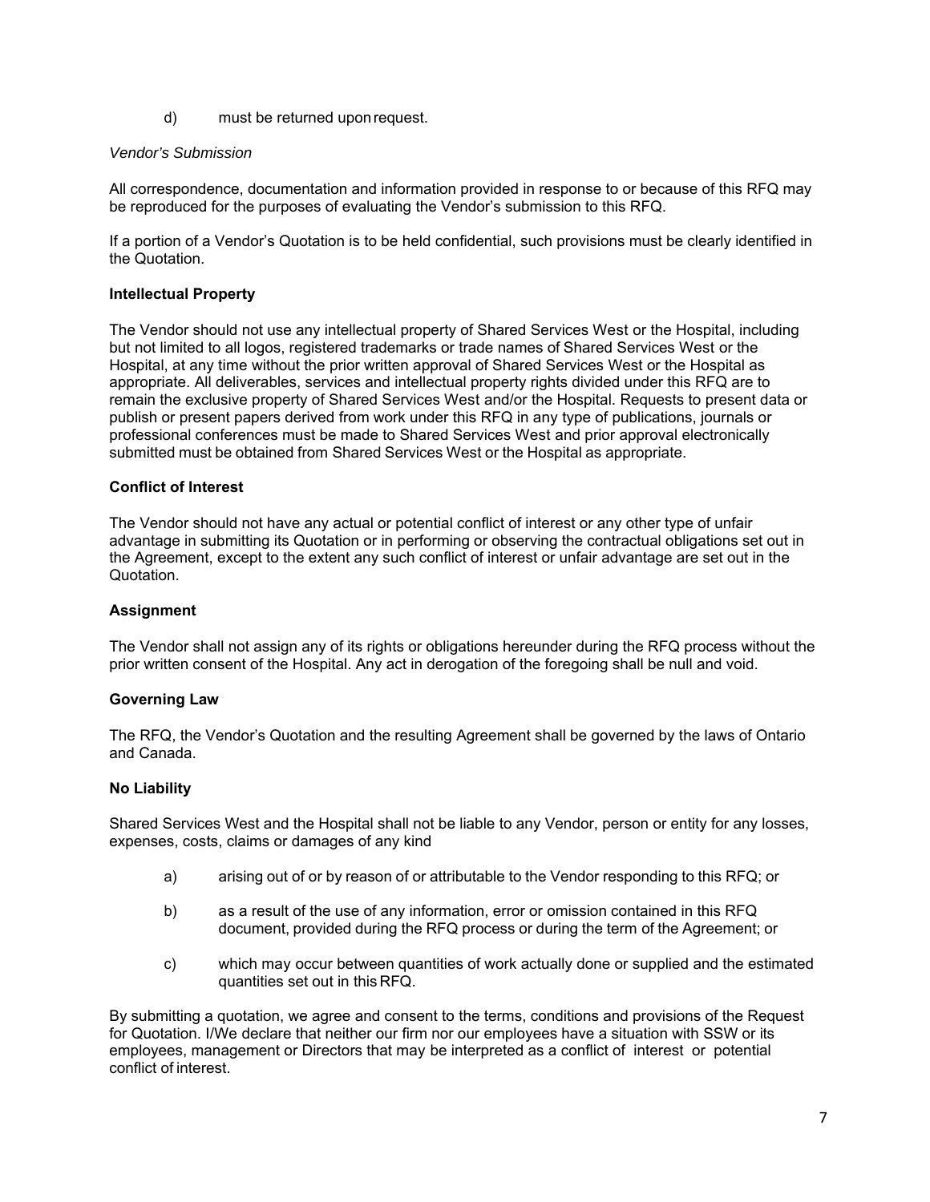d) must be returned upon request.

*Vendor's Submission*

All correspondence, documentation and information provided in response to or because of this RFQ may be reproduced for the purposes of evaluating the Vendor's submission to this RFQ.

If a portion of a Vendor's Quotation is to be held confidential, such provisions must be clearly identified in the Quotation.

**Intellectual Property**

The Vendor should not use any intellectual property of Shared Services West or the Hospital, including but not limited to all logos, registered trademarks or trade names of Shared Services West or the Hospital, at any time without the prior written approval of Shared Services West or the Hospital as appropriate. All deliverables, services and intellectual property rights divided under this RFQ are to remain the exclusive property of Shared Services West and/or the Hospital. Requests to present data or publish or present papers derived from work under this RFQ in any type of publications, journals or professional conferences must be made to Shared Services West and prior approval electronically submitted must be obtained from Shared Services West or the Hospital as appropriate.

**Conflict of Interest**

The Vendor should not have any actual or potential conflict of interest or any other type of unfair advantage in submitting its Quotation or in performing or observing the contractual obligations set out in the Agreement, except to the extent any such conflict of interest or unfair advantage are set out in the Quotation.

**Assignment**

The Vendor shall not assign any of its rights or obligations hereunder during the RFQ process without the prior written consent of the Hospital. Any act in derogation of the foregoing shall be null and void.

**Governing Law**

The RFQ, the Vendor's Quotation and the resulting Agreement shall be governed by the laws of Ontario and Canada.

**No Liability**

Shared Services West and the Hospital shall not be liable to any Vendor, person or entity for any losses, expenses, costs, claims or damages of any kind

a) arising out of or by reason of or attributable to the Vendor responding to this RFQ; or

b) as a result of the use of any information, error or omission contained in this RFQ document, provided during the RFQ process or during the term of the Agreement; or

c) which may occur between quantities of work actually done or supplied and the estimated quantities set out in this RFQ.

By submitting a quotation, we agree and consent to the terms, conditions and provisions of the Request for Quotation. I/We declare that neither our firm nor our employees have a situation with SSW or its employees, management or Directors that may be interpreted as a conflict of interest or potential conflict of interest.